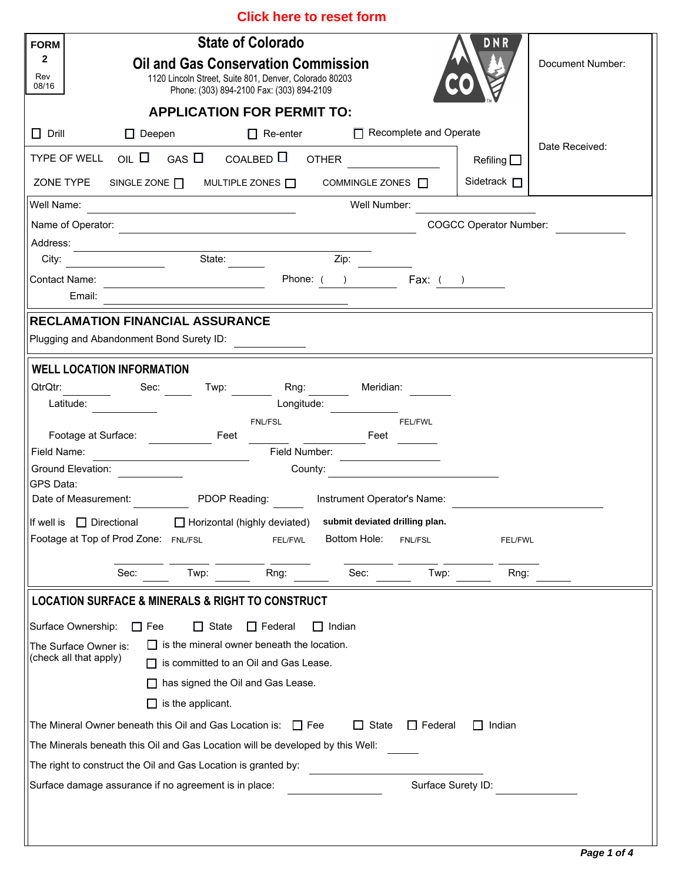Click here to reset form

**FORM 2**
Rev 08/16

# State of Colorado
## Oil and Gas Conservation Commission

1120 Lincoln Street, Suite 801, Denver, Colorado 80203
Phone: (303) 894-2100 Fax: (303) 894-2109

Document Number:

Date Received:

### APPLICATION FOR PERMIT TO:

☐ Drill ☐ Deepen ☐ Re-enter ☐ Recomplete and Operate

TYPE OF WELL OIL ☐ GAS ☐ COALBED ☐ OTHER ________ Refiling ☐

ZONE TYPE SINGLE ZONE ☐ MULTIPLE ZONES ☐ COMMINGLE ZONES ☐ Sidetrack ☐

Well Name: ________ Well Number: ________

Name of Operator: ________ COGCC Operator Number: ________

Address: ________

City: ________ State: ________ Zip: ________

Contact Name: ________ Phone: ( ) ________ Fax: ( ) ________

Email: ________

## RECLAMATION FINANCIAL ASSURANCE

Plugging and Abandonment Bond Surety ID: ________

## WELL LOCATION INFORMATION

QtrQtr: ________ Sec: ________ Twp: ________ Rng: ________ Meridian: ________

Latitude: ________ Longitude: ________

Footage at Surface: ________ Feet ________ FNL/FSL ________ Feet ________ FEL/FWL

Field Name: ________ Field Number: ________

Ground Elevation: ________ County: ________

GPS Data:

Date of Measurement: ________ PDOP Reading: ________ Instrument Operator's Name: ________

If well is ☐ Directional ☐ Horizontal (highly deviated) **submit deviated drilling plan.**

Footage at Top of Prod Zone: ________ FNL/FSL ________ FEL/FWL Bottom Hole: ________ FNL/FSL ________ FEL/FWL

Sec: ________ Twp: ________ Rng: ________ Sec: ________ Twp: ________ Rng: ________

## LOCATION SURFACE & MINERALS & RIGHT TO CONSTRUCT

Surface Ownership: ☐ Fee ☐ State ☐ Federal ☐ Indian

The Surface Owner is: (check all that apply)

- ☐ is the mineral owner beneath the location.
- ☐ is committed to an Oil and Gas Lease.
- ☐ has signed the Oil and Gas Lease.
- ☐ is the applicant.

The Mineral Owner beneath this Oil and Gas Location is: ☐ Fee ☐ State ☐ Federal ☐ Indian

The Minerals beneath this Oil and Gas Location will be developed by this Well: ________

The right to construct the Oil and Gas Location is granted by: ________

Surface damage assurance if no agreement is in place: ________ Surface Surety ID: ________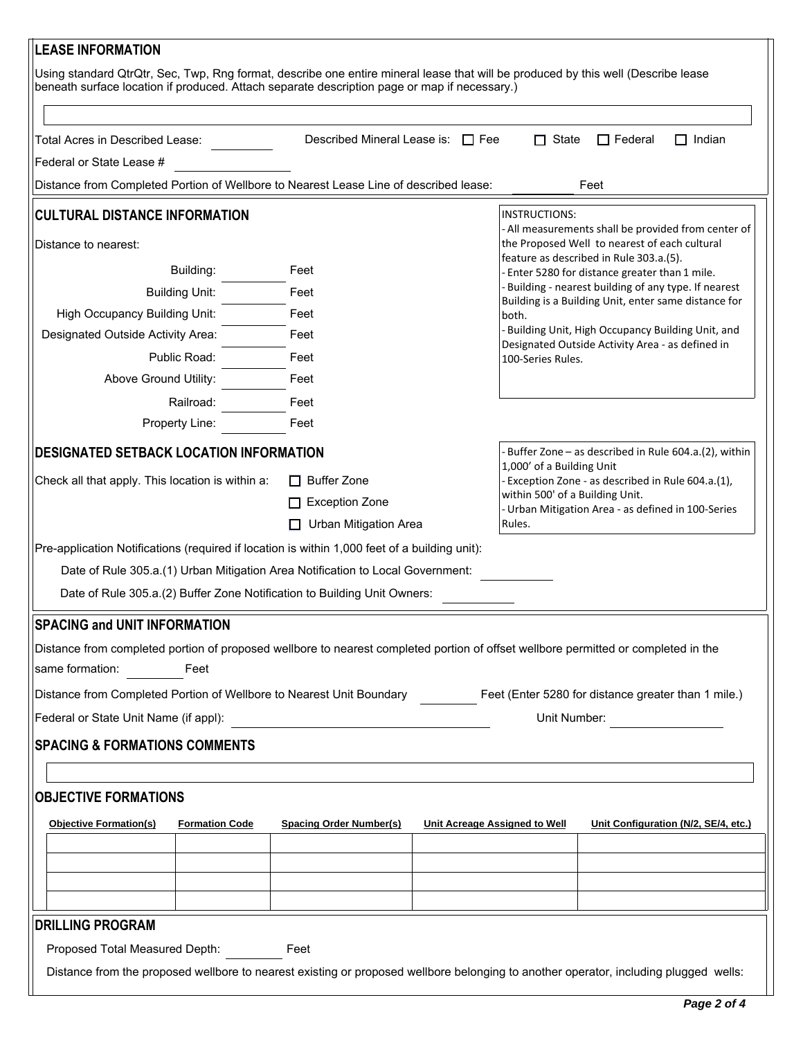## LEASE INFORMATION

Using standard QtrQtr, Sec, Twp, Rng format, describe one entire mineral lease that will be produced by this well (Describe lease beneath surface location if produced. Attach separate description page or map if necessary.)

Total Acres in Described Lease: ________ Described Mineral Lease is: ☐ Fee ☐ State ☐ Federal ☐ Indian

Federral or State Lease # ____________

Distance from Completed Portion of Wellbore to Nearest Lease Line of described lease: ________ Feet

## CULTURAL DISTANCE INFORMATION

Distance to nearest:

- Building: ________ Feet
- Building Unit: ________ Feet
- High Occupancy Building Unit: ________ Feet
- Designated Outside Activity Area: ________ Feet
- Public Road: ________ Feet
- Above Ground Utility: ________ Feet
- Railroad: ________ Feet
- Property Line: ________ Feet

INSTRUCTIONS:
- All measurements shall be provided from center of the Proposed Well to nearest of each cultural feature as described in Rule 303.a.(5).
- Enter 5280 for distance greater than 1 mile.
- Building - nearest building of any type. If nearest Building is a Building Unit, enter same distance for both.
- Building Unit, High Occupancy Building Unit, and Designated Outside Activity Area - as defined in 100-Series Rules.

## DESIGNATED SETBACK LOCATION INFORMATION

Check all that apply. This location is within a:

- ☐ Buffer Zone
- ☐ Exception Zone
- ☐ Urban Mitigation Area

- Buffer Zone – as described in Rule 604.a.(2), within 1,000' of a Building Unit
- Exception Zone - as described in Rule 604.a.(1), within 500' of a Building Unit.
- Urban Mitigation Area - as defined in 100-Series Rules.

Pre-application Notifications (required if location is within 1,000 feet of a building unit):

Date of Rule 305.a.(1) Urban Mitigation Area Notification to Local Government: ________

Date of Rule 305.a.(2) Buffer Zone Notification to Building Unit Owners: ________

## SPACING and UNIT INFORMATION

Distance from completed portion of proposed wellbore to nearest completed portion of offset wellbore permitted or completed in the same formation: ________ Feet

Distance from Completed Portion of Wellbore to Nearest Unit Boundary ________ Feet (Enter 5280 for distance greater than 1 mile.)

Federal or State Unit Name (if appl): ____________________ Unit Number: ____________

## SPACING & FORMATIONS COMMENTS

## OBJECTIVE FORMATIONS

| Objective Formation(s) | Formation Code | Spacing Order Number(s) | Unit Acreage Assigned to Well | Unit Configuration (N/2, SE/4, etc.) |
|---|---|---|---|---|
| | | | | |
| | | | | |
| | | | | |
| | | | | |

## DRILLING PROGRAM

Proposed Total Measured Depth: ________ Feet

Distance from the proposed wellbore to nearest existing or proposed wellbore belonging to another operator, including plugged wells: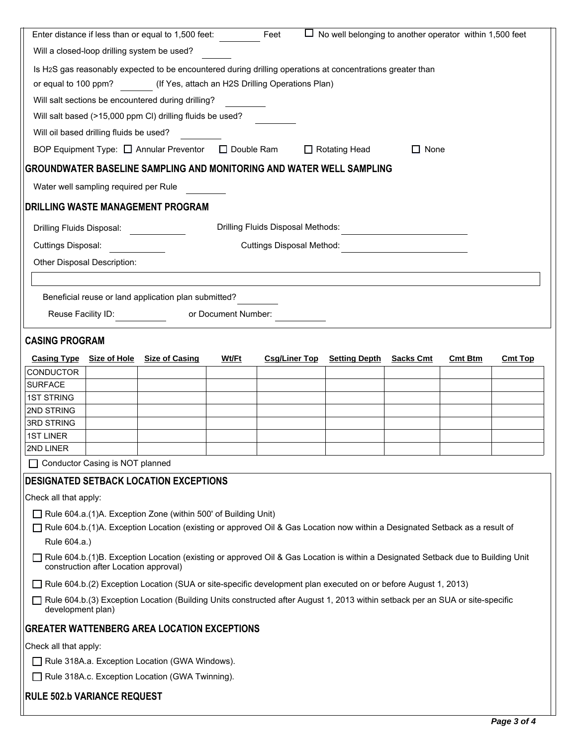Enter distance if less than or equal to 1,500 feet: \_\_\_\_\_\_\_\_ Feet ☐ No well belonging to another operator within 1,500 feet

Will a closed-loop drilling system be used? \_\_\_\_\_\_\_\_

Is $H_2S$ gas reasonably expected to be encountered during drilling operations at concentrations greater than or equal to 100 ppm? \_\_\_\_\_\_\_\_ (If Yes, attach an H2S Drilling Operations Plan)

Will salt sections be encountered during drilling? \_\_\_\_\_\_\_\_

Will salt based (>15,000 ppm Cl) drilling fluids be used? \_\_\_\_\_\_\_\_

Will oil based drilling fluids be used? \_\_\_\_\_\_\_\_

BOP Equipment Type: ☐ Annular Preventor ☐ Double Ram ☐ Rotating Head ☐ None

## GROUNDWATER BASELINE SAMPLING AND MONITORING AND WATER WELL SAMPLING

Water well sampling required per Rule \_\_\_\_\_\_\_\_

## DRILLING WASTE MANAGEMENT PROGRAM

Drilling Fluids Disposal: \_\_\_\_\_\_\_\_ Drilling Fluids Disposal Methods: \_\_\_\_\_\_\_\_

Cuttings Disposal: \_\_\_\_\_\_\_\_ Cuttings Disposal Method: \_\_\_\_\_\_\_\_

Other Disposal Description:

Beneficial reuse or land application plan submitted? \_\_\_\_\_\_\_\_

Reuse Facility ID: \_\_\_\_\_\_\_\_ or Document Number: \_\_\_\_\_\_\_\_

## CASING PROGRAM

| Casing Type | Size of Hole | Size of Casing | Wt/Ft | Csg/Liner Top | Setting Depth | Sacks Cmt | Cmt Btm | Cmt Top |
|---|---|---|---|---|---|---|---|---|
| CONDUCTOR | | | | | | | | |
| SURFACE | | | | | | | | |
| 1ST STRING | | | | | | | | |
| 2ND STRING | | | | | | | | |
| 3RD STRING | | | | | | | | |
| 1ST LINER | | | | | | | | |
| 2ND LINER | | | | | | | | |

☐ Conductor Casing is NOT planned

## DESIGNATED SETBACK LOCATION EXCEPTIONS

Check all that apply:

- ☐ Rule 604.a.(1)A. Exception Zone (within 500' of Building Unit)
- ☐ Rule 604.b.(1)A. Exception Location (existing or approved Oil & Gas Location now within a Designated Setback as a result of Rule 604.a.)
- ☐ Rule 604.b.(1)B. Exception Location (existing or approved Oil & Gas Location is within a Designated Setback due to Building Unit construction after Location approval)
- ☐ Rule 604.b.(2) Exception Location (SUA or site-specific development plan executed on or before August 1, 2013)
- ☐ Rule 604.b.(3) Exception Location (Building Units constructed after August 1, 2013 within setback per an SUA or site-specific development plan)

## GREATER WATTENBERG AREA LOCATION EXCEPTIONS

Check all that apply:

- ☐ Rule 318A.a. Exception Location (GWA Windows).
- ☐ Rule 318A.c. Exception Location (GWA Twinning).

## RULE 502.b VARIANCE REQUEST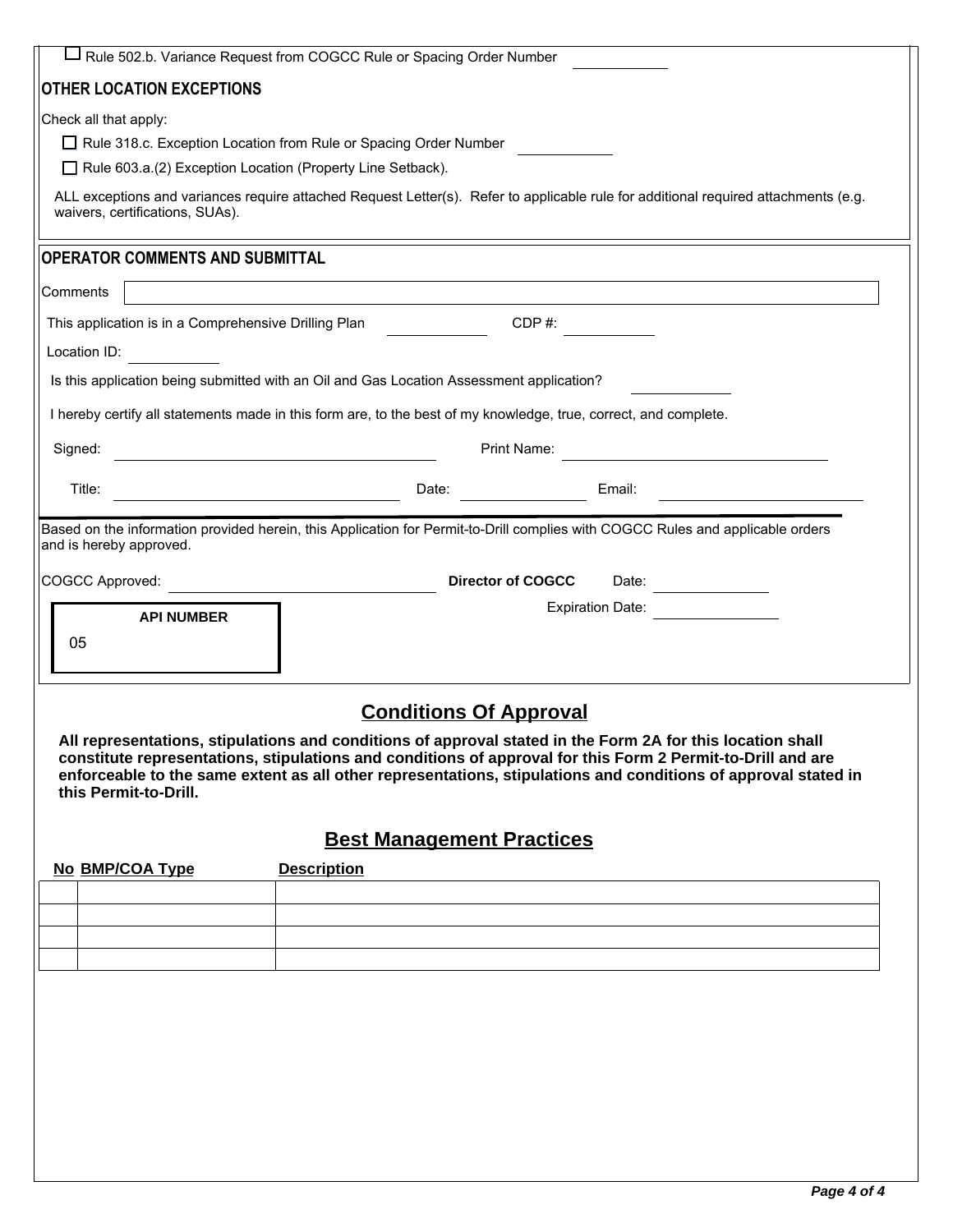☐ Rule 502.b. Variance Request from COGCC Rule or Spacing Order Number ____________

## OTHER LOCATION EXCEPTIONS

Check all that apply:

☐ Rule 318.c. Exception Location from Rule or Spacing Order Number ____________

☐ Rule 603.a.(2) Exception Location (Property Line Setback).

ALL exceptions and variances require attached Request Letter(s). Refer to applicable rule for additional required attachments (e.g. waivers, certifications, SUAs).

## OPERATOR COMMENTS AND SUBMITTAL

Comments ____________

This application is in a Comprehensive Drilling Plan ____________ CDP #: ____________

Location ID: ____________

Is this application being submitted with an Oil and Gas Location Assessment application? ____________

I hereby certify all statements made in this form are, to the best of my knowledge, true, correct, and complete.

Signed: ____________ Print Name: ____________

Title: ____________ Date: ____________ Email: ____________

Based on the information provided herein, this Application for Permit-to-Drill complies with COGCC Rules and applicable orders and is hereby approved.

COGCC Approved: ____________ **Director of COGCC** Date: ____________

Expiration Date: ____________

**API NUMBER**

05

## Conditions Of Approval

**All representations, stipulations and conditions of approval stated in the Form 2A for this location shall constitute representations, stipulations and conditions of approval for this Form 2 Permit-to-Drill and are enforceable to the same extent as all other representations, stipulations and conditions of approval stated in this Permit-to-Drill.**

## Best Management Practices

| No | BMP/COA Type | Description |
|---|---|---|
| | | |
| | | |
| | | |
| | | |